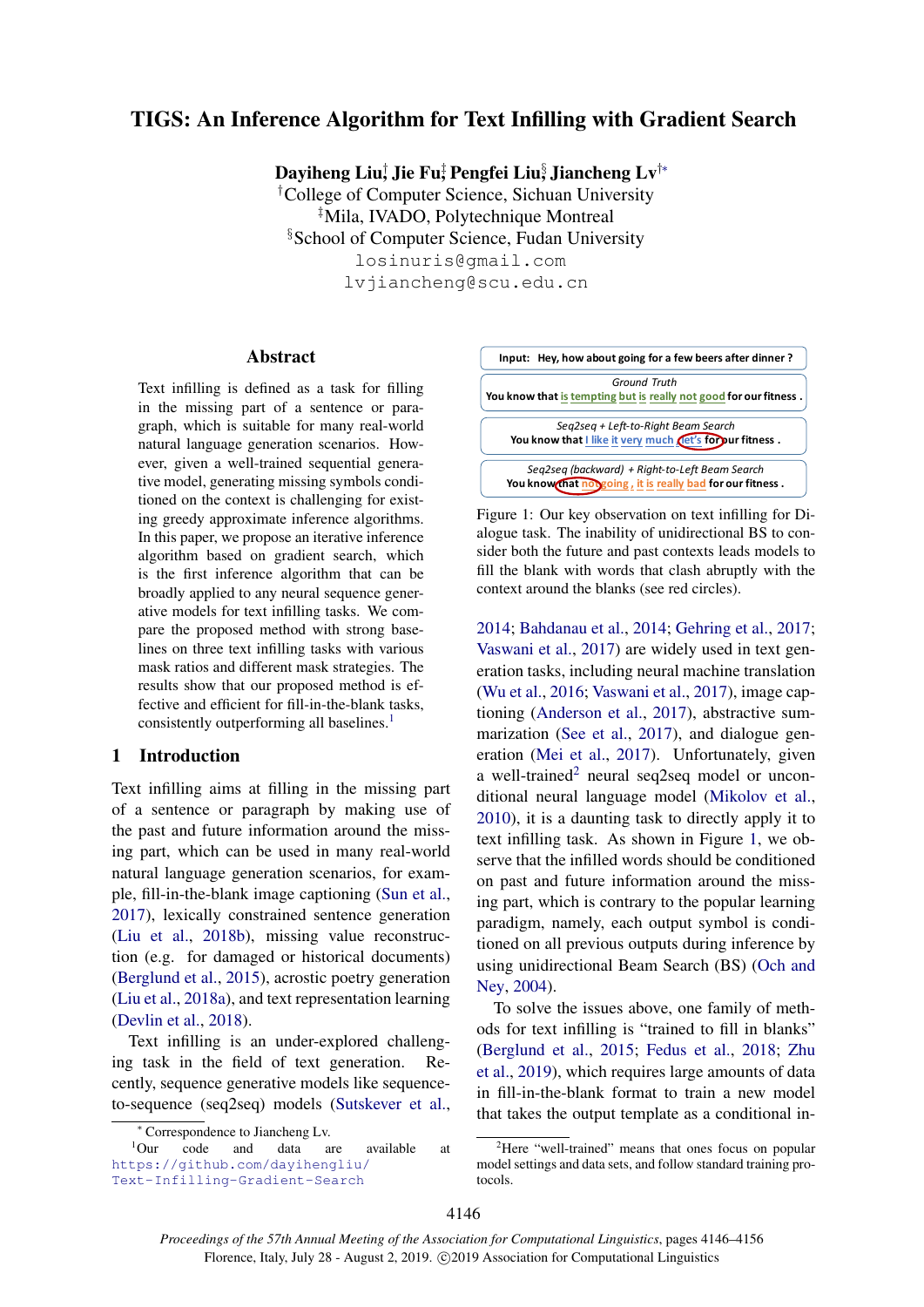# TIGS: An Inference Algorithm for Text Infilling with Gradient Search

**Dayiheng Liu[†], Jie Fu[‡], Pengfei Liu[§], Jiancheng Lv[†*]**

[†]College of Computer Science, Sichuan University
[‡]Mila, IVADO, Polytechnique Montreal
[§]School of Computer Science, Fudan University

losinuris@gmail.com
lvjiancheng@scu.edu.cn

## Abstract

Text infilling is defined as a task for filling in the missing part of a sentence or paragraph, which is suitable for many real-world natural language generation scenarios. However, given a well-trained sequential generative model, generating missing symbols conditioned on the context is challenging for existing greedy approximate inference algorithms. In this paper, we propose an iterative inference algorithm based on gradient search, which is the first inference algorithm that can be broadly applied to any neural sequence generative models for text infilling tasks. We compare the proposed method with strong baselines on three text infilling tasks with various mask ratios and different mask strategies. The results show that our proposed method is effective and efficient for fill-in-the-blank tasks, consistently outperforming all baselines.[1]

## 1 Introduction

Text infilling aims at filling in the missing part of a sentence or paragraph by making use of the past and future information around the missing part, which can be used in many real-world natural language generation scenarios, for example, fill-in-the-blank image captioning (Sun et al., 2017), lexically constrained sentence generation (Liu et al., 2018b), missing value reconstruction (e.g. for damaged or historical documents) (Berglund et al., 2015), acrostic poetry generation (Liu et al., 2018a), and text representation learning (Devlin et al., 2018).

Text infilling is an under-explored challenging task in the field of text generation. Recently, sequence generative models like sequence-to-sequence (seq2seq) models (Sutskever et al., 2014; Bahdanau et al., 2014; Gehring et al., 2017; Vaswani et al., 2017) are widely used in text generation tasks, including neural machine translation (Wu et al., 2016; Vaswani et al., 2017), image captioning (Anderson et al., 2017), abstractive summarization (See et al., 2017), and dialogue generation (Mei et al., 2017). Unfortunately, given a well-trained[2] neural seq2seq model or unconditional neural language model (Mikolov et al., 2010), it is a daunting task to directly apply it to text infilling task. As shown in Figure 1, we observe that the infilled words should be conditioned on past and future information around the missing part, which is contrary to the popular learning paradigm, namely, each output symbol is conditioned on all previous outputs during inference by using unidirectional Beam Search (BS) (Och and Ney, 2004).

| |
|---|
| **Input: Hey, how about going for a few beers after dinner ?** |
| *Ground Truth* <br> **You know that is tempting but is really not good for our fitness .** |
| *Seq2seq + Left-to-Right Beam Search* <br> **You know that I like it very much let's for our fitness .** |
| *Seq2seq (backward) + Right-to-Left Beam Search* <br> **You know that not going , it is really bad for our fitness .** |

Figure 1: Our key observation on text infilling for Dialogue task. The inability of unidirectional BS to consider both the future and past contexts leads models to fill the blank with words that clash abruptly with the context around the blanks (see red circles).

To solve the issues above, one family of methods for text infilling is "trained to fill in blanks" (Berglund et al., 2015; Fedus et al., 2018; Zhu et al., 2019), which requires large amounts of data in fill-in-the-blank format to train a new model that takes the output template as a conditional in-

[*] Correspondence to Jiancheng Lv.

[1] Our code and data are available at https://github.com/dayihengliu/Text-Infilling-Gradient-Search

[2] Here "well-trained" means that ones focus on popular model settings and data sets, and follow standard training protocols.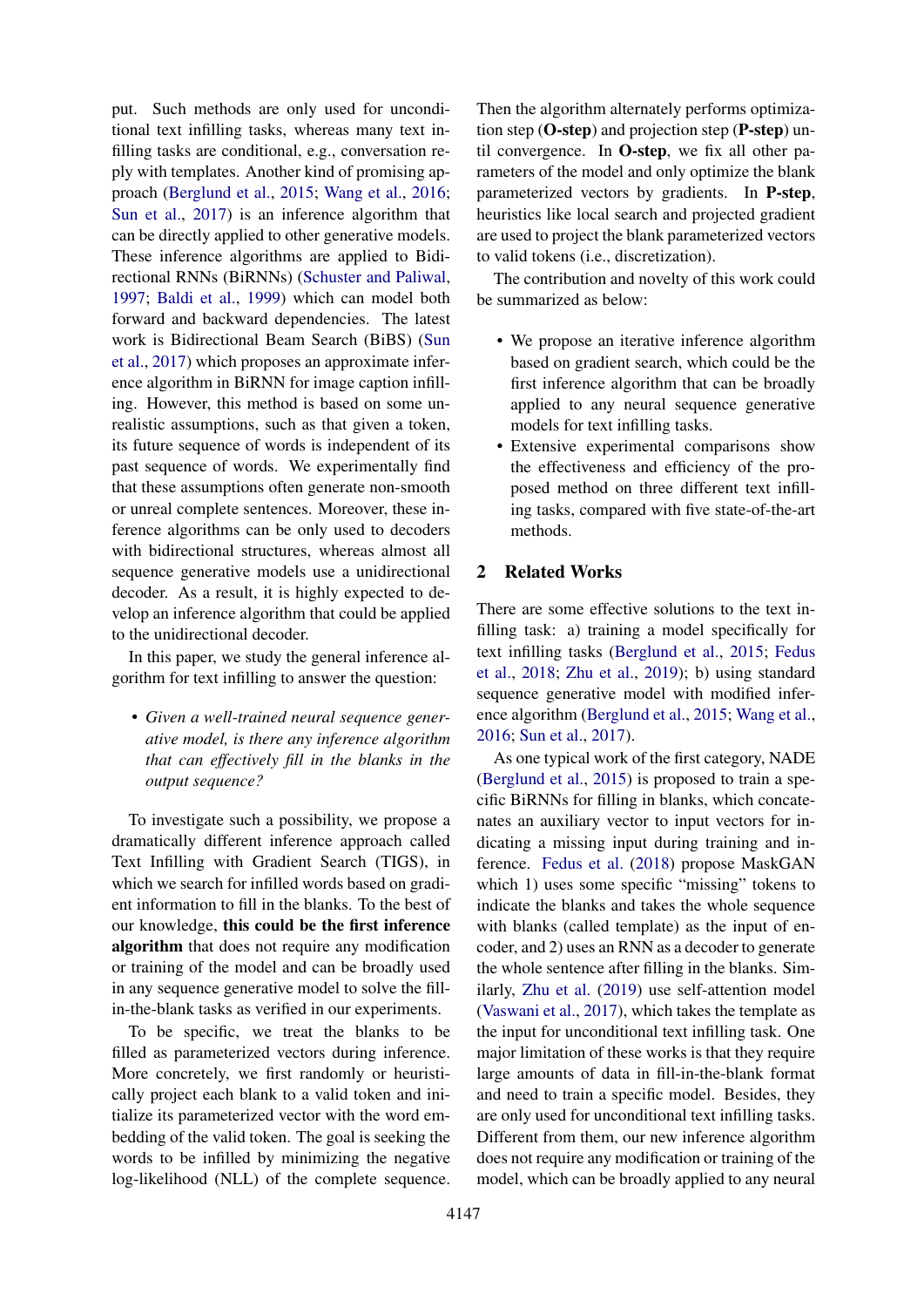put. Such methods are only used for unconditional text infilling tasks, whereas many text infilling tasks are conditional, e.g., conversation reply with templates. Another kind of promising approach (Berglund et al., 2015; Wang et al., 2016; Sun et al., 2017) is an inference algorithm that can be directly applied to other generative models. These inference algorithms are applied to Bidirectional RNNs (BiRNNs) (Schuster and Paliwal, 1997; Baldi et al., 1999) which can model both forward and backward dependencies. The latest work is Bidirectional Beam Search (BiBS) (Sun et al., 2017) which proposes an approximate inference algorithm in BiRNN for image caption infilling. However, this method is based on some unrealistic assumptions, such as that given a token, its future sequence of words is independent of its past sequence of words. We experimentally find that these assumptions often generate non-smooth or unreal complete sentences. Moreover, these inference algorithms can be only used to decoders with bidirectional structures, whereas almost all sequence generative models use a unidirectional decoder. As a result, it is highly expected to develop an inference algorithm that could be applied to the unidirectional decoder.

In this paper, we study the general inference algorithm for text infilling to answer the question:

- *Given a well-trained neural sequence generative model, is there any inference algorithm that can effectively fill in the blanks in the output sequence?*

To investigate such a possibility, we propose a dramatically different inference approach called Text Infilling with Gradient Search (TIGS), in which we search for infilled words based on gradient information to fill in the blanks. To the best of our knowledge, **this could be the first inference algorithm** that does not require any modification or training of the model and can be broadly used in any sequence generative model to solve the fill-in-the-blank tasks as verified in our experiments.

To be specific, we treat the blanks to be filled as parameterized vectors during inference. More concretely, we first randomly or heuristically project each blank to a valid token and initialize its parameterized vector with the word embedding of the valid token. The goal is seeking the words to be infilled by minimizing the negative log-likelihood (NLL) of the complete sequence. Then the algorithm alternately performs optimization step (**O-step**) and projection step (**P-step**) until convergence. In **O-step**, we fix all other parameters of the model and only optimize the blank parameterized vectors by gradients. In **P-step**, heuristics like local search and projected gradient are used to project the blank parameterized vectors to valid tokens (i.e., discretization).

The contribution and novelty of this work could be summarized as below:

- We propose an iterative inference algorithm based on gradient search, which could be the first inference algorithm that can be broadly applied to any neural sequence generative models for text infilling tasks.
- Extensive experimental comparisons show the effectiveness and efficiency of the proposed method on three different text infilling tasks, compared with five state-of-the-art methods.

## 2 Related Works

There are some effective solutions to the text infilling task: a) training a model specifically for text infilling tasks (Berglund et al., 2015; Fedus et al., 2018; Zhu et al., 2019); b) using standard sequence generative model with modified inference algorithm (Berglund et al., 2015; Wang et al., 2016; Sun et al., 2017).

As one typical work of the first category, NADE (Berglund et al., 2015) is proposed to train a specific BiRNNs for filling in blanks, which concatenates an auxiliary vector to input vectors for indicating a missing input during training and inference. Fedus et al. (2018) propose MaskGAN which 1) uses some specific "missing" tokens to indicate the blanks and takes the whole sequence with blanks (called template) as the input of encoder, and 2) uses an RNN as a decoder to generate the whole sentence after filling in the blanks. Similarly, Zhu et al. (2019) use self-attention model (Vaswani et al., 2017), which takes the template as the input for unconditional text infilling task. One major limitation of these works is that they require large amounts of data in fill-in-the-blank format and need to train a specific model. Besides, they are only used for unconditional text infilling tasks. Different from them, our new inference algorithm does not require any modification or training of the model, which can be broadly applied to any neural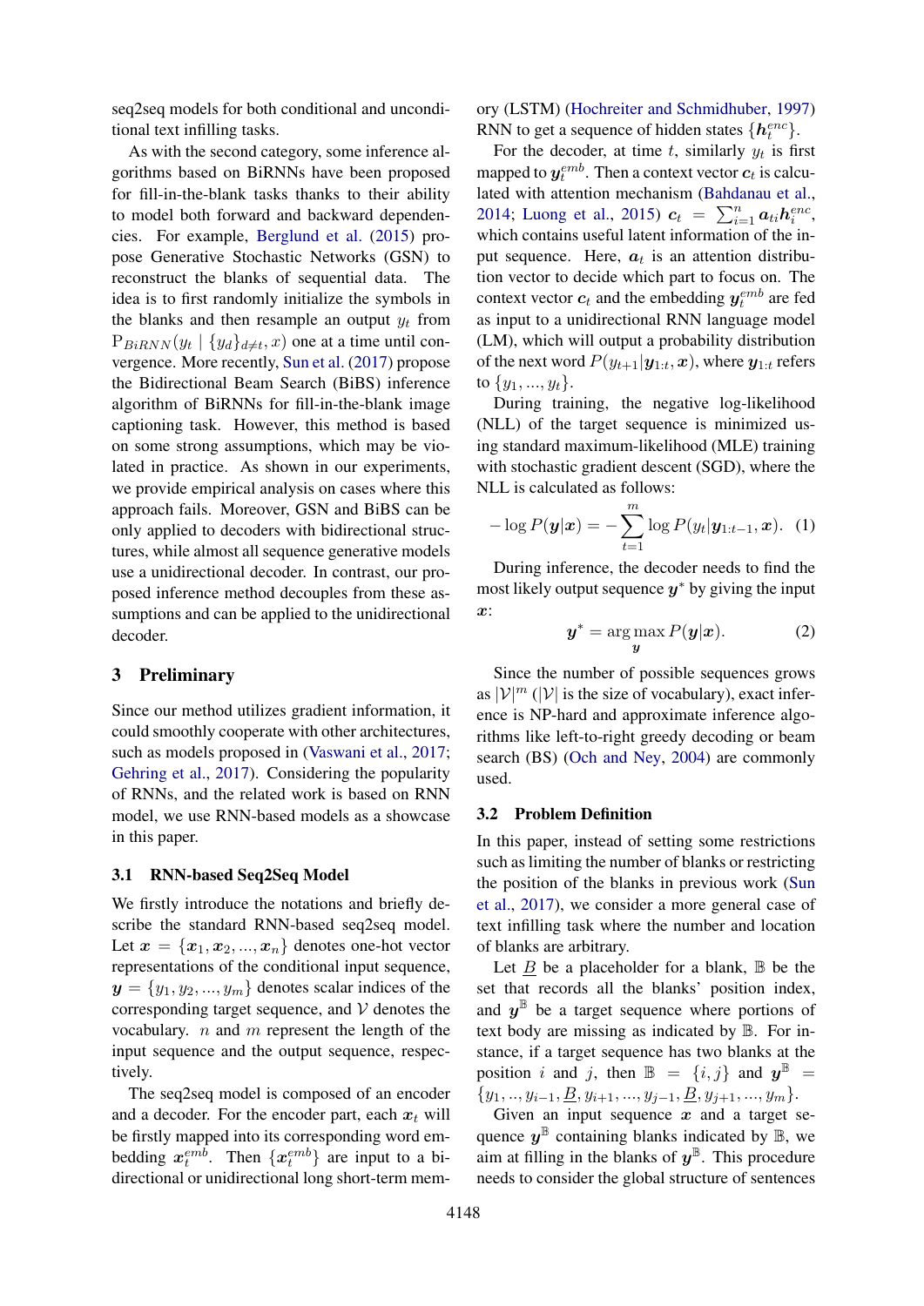seq2seq models for both conditional and unconditional text infilling tasks.

As with the second category, some inference algorithms based on BiRNNs have been proposed for fill-in-the-blank tasks thanks to their ability to model both forward and backward dependencies. For example, Berglund et al. (2015) propose Generative Stochastic Networks (GSN) to reconstruct the blanks of sequential data. The idea is to first randomly initialize the symbols in the blanks and then resample an output $y_t$ from $\mathrm{P}_{BiRNN}(y_t \mid \{y_d\}_{d \neq t}, x)$ one at a time until convergence. More recently, Sun et al. (2017) propose the Bidirectional Beam Search (BiBS) inference algorithm of BiRNNs for fill-in-the-blank image captioning task. However, this method is based on some strong assumptions, which may be violated in practice. As shown in our experiments, we provide empirical analysis on cases where this approach fails. Moreover, GSN and BiBS can be only applied to decoders with bidirectional structures, while almost all sequence generative models use a unidirectional decoder. In contrast, our proposed inference method decouples from these assumptions and can be applied to the unidirectional decoder.

## 3 Preliminary

Since our method utilizes gradient information, it could smoothly cooperate with other architectures, such as models proposed in (Vaswani et al., 2017; Gehring et al., 2017). Considering the popularity of RNNs, and the related work is based on RNN model, we use RNN-based models as a showcase in this paper.

### 3.1 RNN-based Seq2Seq Model

We firstly introduce the notations and briefly describe the standard RNN-based seq2seq model. Let $\boldsymbol{x} = \{\boldsymbol{x}_1, \boldsymbol{x}_2, ..., \boldsymbol{x}_n\}$ denotes one-hot vector representations of the conditional input sequence, $\boldsymbol{y} = \{y_1, y_2, ..., y_m\}$ denotes scalar indices of the corresponding target sequence, and $\mathcal{V}$ denotes the vocabulary. $n$ and $m$ represent the length of the input sequence and the output sequence, respectively.

The seq2seq model is composed of an encoder and a decoder. For the encoder part, each $\boldsymbol{x}_t$ will be firstly mapped into its corresponding word embedding $\boldsymbol{x}_t^{emb}$. Then $\{\boldsymbol{x}_t^{emb}\}$ are input to a bi-directional or unidirectional long short-term memory (LSTM) (Hochreiter and Schmidhuber, 1997) RNN to get a sequence of hidden states $\{\boldsymbol{h}_t^{enc}\}$.

For the decoder, at time $t$, similarly $y_t$ is first mapped to $\boldsymbol{y}_t^{emb}$. Then a context vector $\boldsymbol{c}_t$ is calculated with attention mechanism (Bahdanau et al., 2014; Luong et al., 2015) $\boldsymbol{c}_t = \sum_{i=1}^{n} \boldsymbol{a}_{ti} \boldsymbol{h}_i^{enc}$, which contains useful latent information of the input sequence. Here, $\boldsymbol{a}_t$ is an attention distribution vector to decide which part to focus on. The context vector $\boldsymbol{c}_t$ and the embedding $\boldsymbol{y}_t^{emb}$ are fed as input to a unidirectional RNN language model (LM), which will output a probability distribution of the next word $P(y_{t+1}|\boldsymbol{y}_{1:t}, \boldsymbol{x})$, where $\boldsymbol{y}_{1:t}$ refers to $\{y_1, ..., y_t\}$.

During training, the negative log-likelihood (NLL) of the target sequence is minimized using standard maximum-likelihood (MLE) training with stochastic gradient descent (SGD), where the NLL is calculated as follows:

$$-\log P(\boldsymbol{y}|\boldsymbol{x}) = -\sum_{t=1}^{m} \log P(y_t|\boldsymbol{y}_{1:t-1}, \boldsymbol{x}). \quad (1)$$

During inference, the decoder needs to find the most likely output sequence $\boldsymbol{y}^*$ by giving the input $\boldsymbol{x}$:

$$\boldsymbol{y}^* = \arg\max_{\boldsymbol{y}} P(\boldsymbol{y}|\boldsymbol{x}). \quad (2)$$

Since the number of possible sequences grows as $|\mathcal{V}|^m$ ($|\mathcal{V}|$ is the size of vocabulary), exact inference is NP-hard and approximate inference algorithms like left-to-right greedy decoding or beam search (BS) (Och and Ney, 2004) are commonly used.

### 3.2 Problem Definition

In this paper, instead of setting some restrictions such as limiting the number of blanks or restricting the position of the blanks in previous work (Sun et al., 2017), we consider a more general case of text infilling task where the number and location of blanks are arbitrary.

Let $\underline{B}$ be a placeholder for a blank, $\mathbb{B}$ be the set that records all the blanks' position index, and $\boldsymbol{y}^{\mathbb{B}}$ be a target sequence where portions of text body are missing as indicated by $\mathbb{B}$. For instance, if a target sequence has two blanks at the position $i$ and $j$, then $\mathbb{B} = \{i, j\}$ and $\boldsymbol{y}^{\mathbb{B}} = \{y_1, .., y_{i-1}, \underline{B}, y_{i+1}, ..., y_{j-1}, \underline{B}, y_{j+1}, ..., y_m\}$.

Given an input sequence $\boldsymbol{x}$ and a target sequence $\boldsymbol{y}^{\mathbb{B}}$ containing blanks indicated by $\mathbb{B}$, we aim at filling in the blanks of $\boldsymbol{y}^{\mathbb{B}}$. This procedure needs to consider the global structure of sentences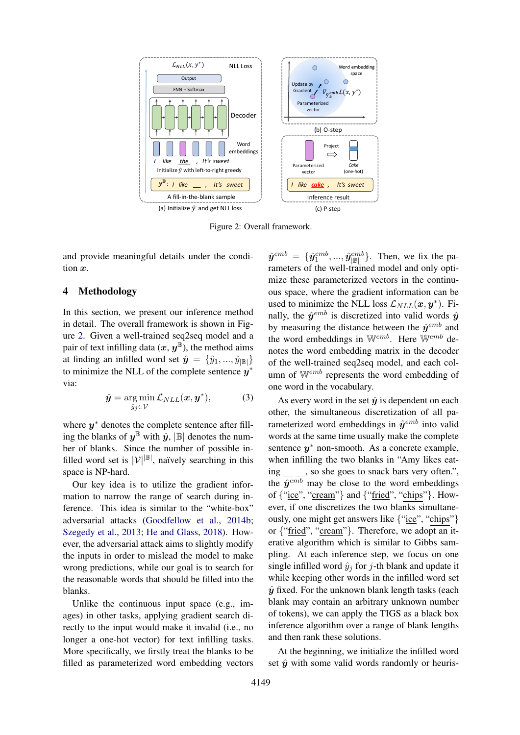Figure 2: Overall framework.

and provide meaningful details under the condition $\boldsymbol{x}$.

## 4 Methodology

In this section, we present our inference method in detail. The overall framework is shown in Figure 2. Given a well-trained seq2seq model and a pair of text infilling data $(\boldsymbol{x}, \boldsymbol{y}^{\mathbb{B}})$, the method aims at finding an infilled word set $\hat{\boldsymbol{y}} = \{\hat{y}_1, ..., \hat{y}_{|\mathbb{B}|}\}$ to minimize the NLL of the complete sentence $\boldsymbol{y}^*$ via:

$$\hat{\boldsymbol{y}} = \underset{\hat{y}_j \in \mathcal{V}}{\arg\min}\, \mathcal{L}_{NLL}(\boldsymbol{x}, \boldsymbol{y}^*), \tag{3}$$

where $\boldsymbol{y}^*$ denotes the complete sentence after filling the blanks of $\boldsymbol{y}^{\mathbb{B}}$ with $\hat{\boldsymbol{y}}$, $|\mathbb{B}|$ denotes the number of blanks. Since the number of possible infilled word set is $|\mathcal{V}|^{|\mathbb{B}|}$, naïvely searching in this space is NP-hard.

Our key idea is to utilize the gradient information to narrow the range of search during inference. This idea is similar to the "white-box" adversarial attacks (Goodfellow et al., 2014b; Szegedy et al., 2013; He and Glass, 2018). However, the adversarial attack aims to slightly modify the inputs in order to mislead the model to make wrong predictions, while our goal is to search for the reasonable words that should be filled into the blanks.

Unlike the continuous input space (e.g., images) in other tasks, applying gradient search directly to the input would make it invalid (i.e., no longer a one-hot vector) for text infilling tasks. More specifically, we firstly treat the blanks to be filled as parameterized word embedding vectors $\hat{\boldsymbol{y}}^{emb} = \{\hat{\boldsymbol{y}}_1^{emb}, ..., \hat{\boldsymbol{y}}_{|\mathbb{B}|}^{emb}\}$. Then, we fix the parameters of the well-trained model and only optimize these parameterized vectors in the continuous space, where the gradient information can be used to minimize the NLL loss $\mathcal{L}_{NLL}(\boldsymbol{x}, \boldsymbol{y}^*)$. Finally, the $\hat{\boldsymbol{y}}^{emb}$ is discretized into valid words $\hat{\boldsymbol{y}}$ by measuring the distance between the $\hat{\boldsymbol{y}}^{emb}$ and the word embeddings in $\mathbb{W}^{emb}$. Here $\mathbb{W}^{emb}$ denotes the word embedding matrix in the decoder of the well-trained seq2seq model, and each column of $\mathbb{W}^{emb}$ represents the word embedding of one word in the vocabulary.

As every word in the set $\hat{\boldsymbol{y}}$ is dependent on each other, the simultaneous discretization of all parameterized word embeddings in $\hat{\boldsymbol{y}}^{emb}$ into valid words at the same time usually make the complete sentence $\boldsymbol{y}^*$ non-smooth. As a concrete example, when infilling the two blanks in "Amy likes eating \_\_ \_\_, so she goes to snack bars very often.", the $\hat{\boldsymbol{y}}^{emb}$ may be close to the word embeddings of {"ice", "cream"} and {"fried", "chips"}. However, if one discretizes the two blanks simultaneously, one might get answers like {"ice", "chips"} or {"fried", "cream"}. Therefore, we adopt an iterative algorithm which is similar to Gibbs sampling. At each inference step, we focus on one single infilled word $\hat{y}_j$ for $j$-th blank and update it while keeping other words in the infilled word set $\hat{\boldsymbol{y}}$ fixed. For the unknown blank length tasks (each blank may contain an arbitrary unknown number of tokens), we can apply the TIGS as a black box inference algorithm over a range of blank lengths and then rank these solutions.

At the beginning, we initialize the infilled word set $\hat{\boldsymbol{y}}$ with some valid words randomly or heuris-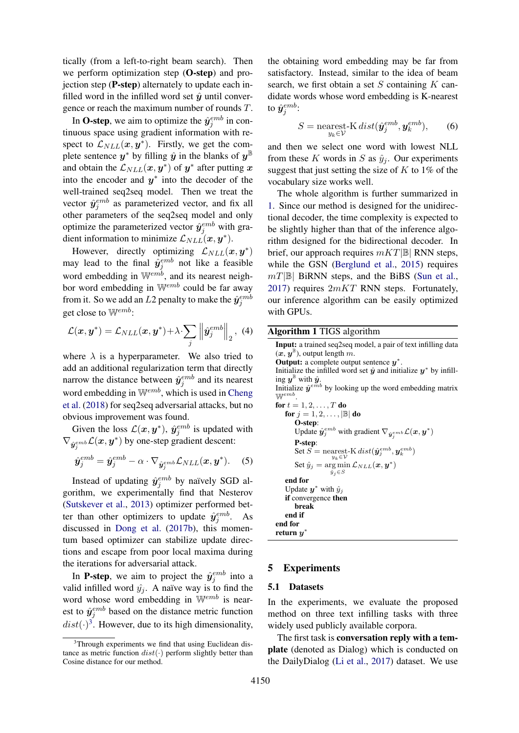tically (from a left-to-right beam search). Then we perform optimization step (**O-step**) and projection step (**P-step**) alternately to update each infilled word in the infilled word set $\hat{\boldsymbol{y}}$ until convergence or reach the maximum number of rounds $T$.

In **O-step**, we aim to optimize the $\hat{\boldsymbol{y}}_j^{emb}$ in continuous space using gradient information with respect to $\mathcal{L}_{NLL}(\boldsymbol{x}, \boldsymbol{y}^*)$. Firstly, we get the complete sentence $\boldsymbol{y}^*$ by filling $\hat{\boldsymbol{y}}$ in the blanks of $\boldsymbol{y}^{\mathbb{B}}$ and obtain the $\mathcal{L}_{NLL}(\boldsymbol{x}, \boldsymbol{y}^*)$ of $\boldsymbol{y}^*$ after putting $\boldsymbol{x}$ into the encoder and $\boldsymbol{y}^*$ into the decoder of the well-trained seq2seq model. Then we treat the vector $\hat{\boldsymbol{y}}_j^{emb}$ as parameterized vector, and fix all other parameters of the seq2seq model and only optimize the parameterized vector $\hat{\boldsymbol{y}}_j^{emb}$ with gradient information to minimize $\mathcal{L}_{NLL}(\boldsymbol{x}, \boldsymbol{y}^*)$.

However, directly optimizing $\mathcal{L}_{NLL}(\boldsymbol{x}, \boldsymbol{y}^*)$ may lead to the final $\hat{\boldsymbol{y}}_j^{emb}$ not like a feasible word embedding in $\mathbb{W}^{emb}$, and its nearest neighbor word embedding in $\mathbb{W}^{emb}$ could be far away from it. So we add an $L2$ penalty to make the $\hat{\boldsymbol{y}}_j^{emb}$ get close to $\mathbb{W}^{emb}$:

$$\mathcal{L}(\boldsymbol{x}, \boldsymbol{y}^*) = \mathcal{L}_{NLL}(\boldsymbol{x}, \boldsymbol{y}^*) + \lambda \cdot \sum_j \left\| \hat{\boldsymbol{y}}_j^{emb} \right\|_2, \quad (4)$$

where $\lambda$ is a hyperparameter. We also tried to add an additional regularization term that directly narrow the distance between $\hat{\boldsymbol{y}}_j^{emb}$ and its nearest word embedding in $\mathbb{W}^{emb}$, which is used in Cheng et al. (2018) for seq2seq adversarial attacks, but no obvious improvement was found.

Given the loss $\mathcal{L}(\boldsymbol{x}, \boldsymbol{y}^*)$, $\hat{\boldsymbol{y}}_j^{emb}$ is updated with $\nabla_{\hat{\boldsymbol{y}}_j^{emb}} \mathcal{L}(\boldsymbol{x}, \boldsymbol{y}^*)$ by one-step gradient descent:

$$\hat{\boldsymbol{y}}_j^{emb} = \hat{\boldsymbol{y}}_j^{emb} - \alpha \cdot \nabla_{\hat{\boldsymbol{y}}_j^{emb}} \mathcal{L}_{NLL}(\boldsymbol{x}, \boldsymbol{y}^*). \quad (5)$$

Instead of updating $\hat{\boldsymbol{y}}_j^{emb}$ by naïvely SGD algorithm, we experimentally find that Nesterov (Sutskever et al., 2013) optimizer performed better than other optimizers to update $\hat{\boldsymbol{y}}_j^{emb}$. As discussed in Dong et al. (2017b), this momentum based optimizer can stabilize update directions and escape from poor local maxima during the iterations for adversarial attack.

In **P-step**, we aim to project the $\hat{\boldsymbol{y}}_j^{emb}$ into a valid infilled word $\hat{y}_j$. A naïve way is to find the word whose word embedding in $\mathbb{W}^{emb}$ is nearest to $\hat{\boldsymbol{y}}_j^{emb}$ based on the distance metric function $dist(\cdot)$[3]. However, due to its high dimensionality, the obtaining word embedding may be far from satisfactory. Instead, similar to the idea of beam search, we first obtain a set $S$ containing $K$ candidate words whose word embedding is K-nearest to $\hat{\boldsymbol{y}}_j^{emb}$:

$$S = \underset{y_k \in \mathcal{V}}{\text{nearest-K}}\, dist(\hat{\boldsymbol{y}}_j^{emb}, \boldsymbol{y}_k^{emb}), \quad (6)$$

and then we select one word with lowest NLL from these $K$ words in $S$ as $\hat{y}_j$. Our experiments suggest that just setting the size of $K$ to 1% of the vocabulary size works well.

The whole algorithm is further summarized in 1. Since our method is designed for the unidirectional decoder, the time complexity is expected to be slightly higher than that of the inference algorithm designed for the bidirectional decoder. In brief, our approach requires $mKT|\mathbb{B}|$ RNN steps, while the GSN (Berglund et al., 2015) requires $mT|\mathbb{B}|$ BiRNN steps, and the BiBS (Sun et al., 2017) requires $2mKT$ RNN steps. Fortunately, our inference algorithm can be easily optimized with GPUs.

**Algorithm 1** TIGS algorithm

**Input:** a trained seq2seq model, a pair of text infilling data $(\boldsymbol{x}, \boldsymbol{y}^{\mathbb{B}})$, output length $m$.
**Output:** a complete output sentence $\boldsymbol{y}^*$.
Initialize the infilled word set $\hat{\boldsymbol{y}}$ and initialize $\boldsymbol{y}^*$ by infilling $\boldsymbol{y}^{\mathbb{B}}$ with $\hat{\boldsymbol{y}}$.
Initialize $\hat{\boldsymbol{y}}^{emb}$ by looking up the word embedding matrix $\mathbb{W}^{emb}$.
**for** $t = 1, 2, \ldots, T$ **do**
  **for** $j = 1, 2, \ldots, |\mathbb{B}|$ **do**
    **O-step**:
    Update $\hat{\boldsymbol{y}}_j^{emb}$ with gradient $\nabla_{\hat{\boldsymbol{y}}_j^{emb}} \mathcal{L}(\boldsymbol{x}, \boldsymbol{y}^*)$
    **P-step**:
    Set $S = \underset{y_k \in \mathcal{V}}{\text{nearest-K}}\, dist(\hat{\boldsymbol{y}}_j^{emb}, \boldsymbol{y}_k^{emb})$
    Set $\hat{y}_j = \underset{\hat{y}_j \in S}{\arg\min}\, \mathcal{L}_{NLL}(\boldsymbol{x}, \boldsymbol{y}^*)$
  **end for**
  Update $\boldsymbol{y}^*$ with $\hat{y}_j$
  **if** convergence **then**
    **break**
  **end if**
**end for**
**return** $\boldsymbol{y}^*$

## 5 Experiments

### 5.1 Datasets

In the experiments, we evaluate the proposed method on three text infilling tasks with three widely used publicly available corpora.

The first task is **conversation reply with a template** (denoted as Dialog) which is conducted on the DailyDialog (Li et al., 2017) dataset. We use

[3] Through experiments we find that using Euclidean distance as metric function $dist(\cdot)$ perform slightly better than Cosine distance for our method.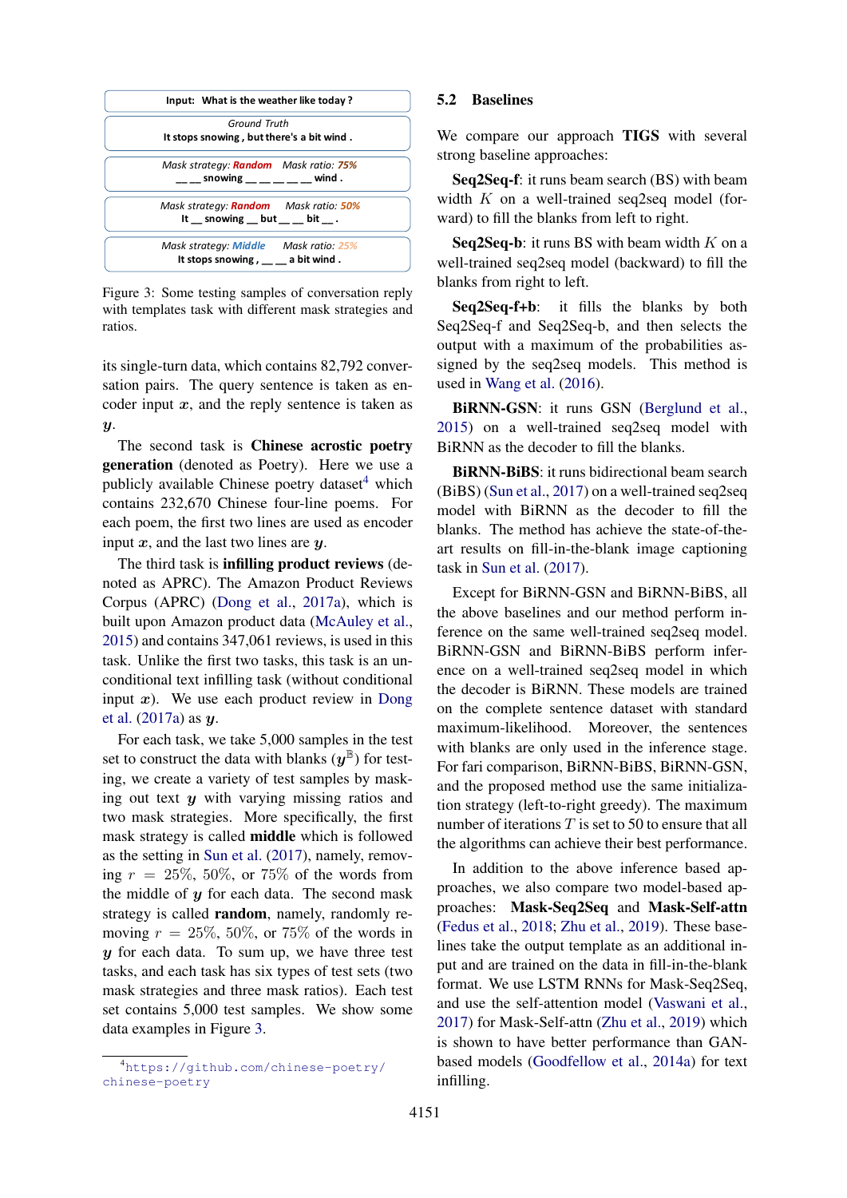Input: What is the weather like today ?

*Ground Truth*
It stops snowing , but there's a bit wind .

*Mask strategy: Random* *Mask ratio: 75%*
__ __ snowing __ __ __ __ __ wind .

*Mask strategy: Random* *Mask ratio: 50%*
It __ snowing __ but __ __ bit __ .

*Mask strategy: Middle* *Mask ratio: 25%*
It stops snowing , __ __ a bit wind .

Figure 3: Some testing samples of conversation reply with templates task with different mask strategies and ratios.

its single-turn data, which contains 82,792 conversation pairs. The query sentence is taken as encoder input $\boldsymbol{x}$, and the reply sentence is taken as $\boldsymbol{y}$.

The second task is **Chinese acrostic poetry generation** (denoted as Poetry). Here we use a publicly available Chinese poetry dataset[4] which contains 232,670 Chinese four-line poems. For each poem, the first two lines are used as encoder input $\boldsymbol{x}$, and the last two lines are $\boldsymbol{y}$.

The third task is **infilling product reviews** (denoted as APRC). The Amazon Product Reviews Corpus (APRC) (Dong et al., 2017a), which is built upon Amazon product data (McAuley et al., 2015) and contains 347,061 reviews, is used in this task. Unlike the first two tasks, this task is an unconditional text infilling task (without conditional input $\boldsymbol{x}$). We use each product review in Dong et al. (2017a) as $\boldsymbol{y}$.

For each task, we take 5,000 samples in the test set to construct the data with blanks ($\boldsymbol{y}^{\mathbb{B}}$) for testing, we create a variety of test samples by masking out text $\boldsymbol{y}$ with varying missing ratios and two mask strategies. More specifically, the first mask strategy is called **middle** which is followed as the setting in Sun et al. (2017), namely, removing $r = 25\%, 50\%$, or $75\%$ of the words from the middle of $\boldsymbol{y}$ for each data. The second mask strategy is called **random**, namely, randomly removing $r = 25\%, 50\%$, or $75\%$ of the words in $\boldsymbol{y}$ for each data. To sum up, we have three test tasks, and each task has six types of test sets (two mask strategies and three mask ratios). Each test set contains 5,000 test samples. We show some data examples in Figure 3.

[4] https://github.com/chinese-poetry/chinese-poetry

## 5.2 Baselines

We compare our approach **TIGS** with several strong baseline approaches:

**Seq2Seq-f**: it runs beam search (BS) with beam width $K$ on a well-trained seq2seq model (forward) to fill the blanks from left to right.

**Seq2Seq-b**: it runs BS with beam width $K$ on a well-trained seq2seq model (backward) to fill the blanks from right to left.

**Seq2Seq-f+b**: it fills the blanks by both Seq2Seq-f and Seq2Seq-b, and then selects the output with a maximum of the probabilities assigned by the seq2seq models. This method is used in Wang et al. (2016).

**BiRNN-GSN**: it runs GSN (Berglund et al., 2015) on a well-trained seq2seq model with BiRNN as the decoder to fill the blanks.

**BiRNN-BiBS**: it runs bidirectional beam search (BiBS) (Sun et al., 2017) on a well-trained seq2seq model with BiRNN as the decoder to fill the blanks. The method has achieve the state-of-the-art results on fill-in-the-blank image captioning task in Sun et al. (2017).

Except for BiRNN-GSN and BiRNN-BiBS, all the above baselines and our method perform inference on the same well-trained seq2seq model. BiRNN-GSN and BiRNN-BiBS perform inference on a well-trained seq2seq model in which the decoder is BiRNN. These models are trained on the complete sentence dataset with standard maximum-likelihood. Moreover, the sentences with blanks are only used in the inference stage. For fari comparison, BiRNN-BiBS, BiRNN-GSN, and the proposed method use the same initialization strategy (left-to-right greedy). The maximum number of iterations $T$ is set to 50 to ensure that all the algorithms can achieve their best performance.

In addition to the above inference based approaches, we also compare two model-based approaches: **Mask-Seq2Seq** and **Mask-Self-attn** (Fedus et al., 2018; Zhu et al., 2019). These baselines take the output template as an additional input and are trained on the data in fill-in-the-blank format. We use LSTM RNNs for Mask-Seq2Seq, and use the self-attention model (Vaswani et al., 2017) for Mask-Self-attn (Zhu et al., 2019) which is shown to have better performance than GAN-based models (Goodfellow et al., 2014a) for text infilling.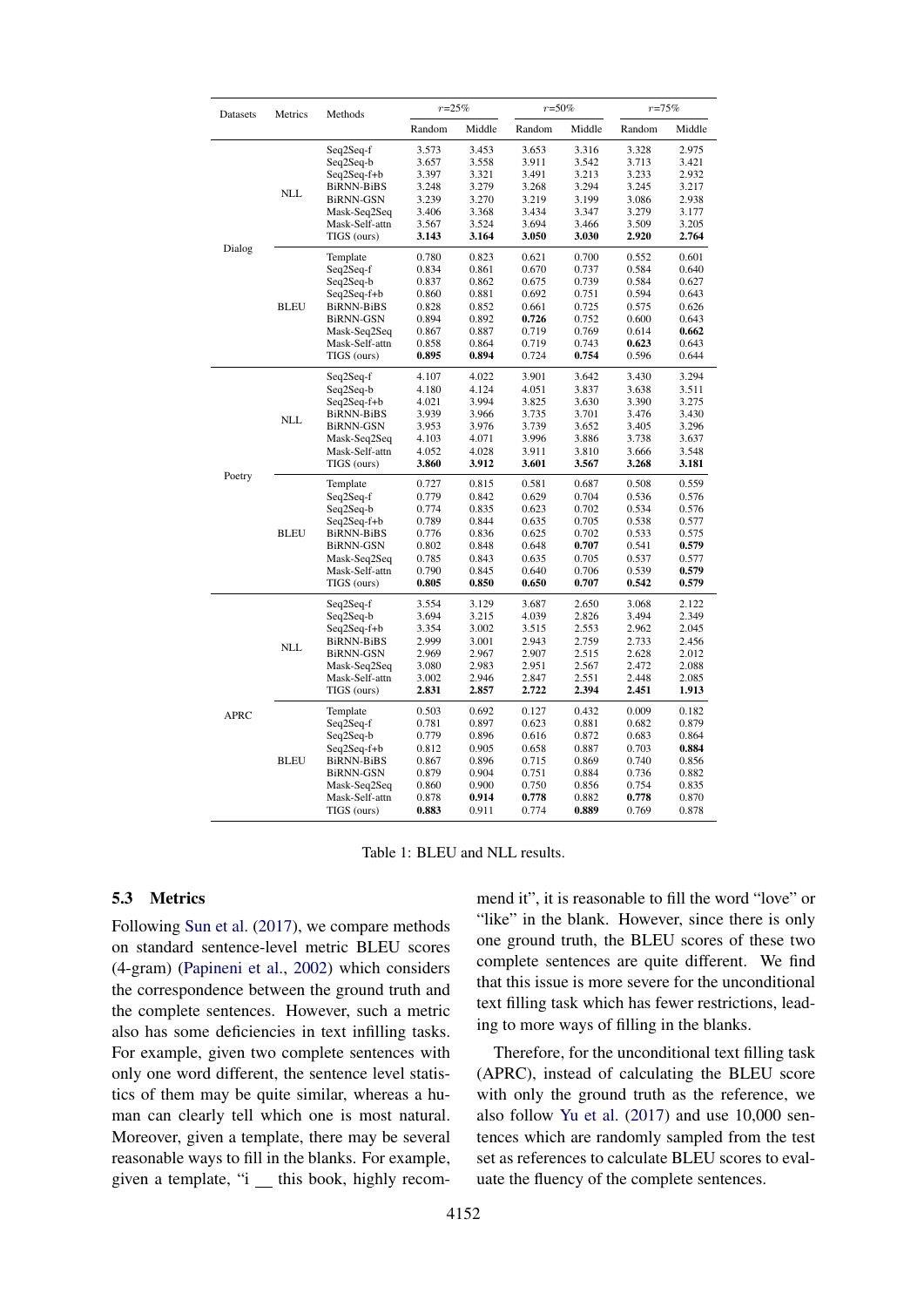| Datasets | Metrics | Methods | $r$=25% |  | $r$=50% |  | $r$=75% |  |
|---|---|---|---|---|---|---|---|---|
|  |  |  | Random | Middle | Random | Middle | Random | Middle |
| Dialog | NLL | Seq2Seq-f | 3.573 | 3.453 | 3.653 | 3.316 | 3.328 | 2.975 |
|  |  | Seq2Seq-b | 3.657 | 3.558 | 3.911 | 3.542 | 3.713 | 3.421 |
|  |  | Seq2Seq-f+b | 3.397 | 3.321 | 3.491 | 3.213 | 3.233 | 2.932 |
|  |  | BiRNN-BiBS | 3.248 | 3.279 | 3.268 | 3.294 | 3.245 | 3.217 |
|  |  | BiRNN-GSN | 3.239 | 3.270 | 3.219 | 3.199 | 3.086 | 2.938 |
|  |  | Mask-Seq2Seq | 3.406 | 3.368 | 3.434 | 3.347 | 3.279 | 3.177 |
|  |  | Mask-Self-attn | 3.567 | 3.524 | 3.694 | 3.466 | 3.509 | 3.205 |
|  |  | TIGS (ours) | **3.143** | **3.164** | **3.050** | **3.030** | **2.920** | **2.764** |
|  | BLEU | Template | 0.780 | 0.823 | 0.621 | 0.700 | 0.552 | 0.601 |
|  |  | Seq2Seq-f | 0.834 | 0.861 | 0.670 | 0.737 | 0.584 | 0.640 |
|  |  | Seq2Seq-b | 0.837 | 0.862 | 0.675 | 0.739 | 0.584 | 0.627 |
|  |  | Seq2Seq-f+b | 0.860 | 0.881 | 0.692 | 0.751 | 0.594 | 0.643 |
|  |  | BiRNN-BiBS | 0.828 | 0.852 | 0.661 | 0.725 | 0.575 | 0.626 |
|  |  | BiRNN-GSN | 0.894 | 0.892 | **0.726** | 0.752 | 0.600 | 0.643 |
|  |  | Mask-Seq2Seq | 0.867 | 0.887 | 0.719 | 0.769 | 0.614 | **0.662** |
|  |  | Mask-Self-attn | 0.858 | 0.864 | 0.719 | 0.743 | **0.623** | 0.643 |
|  |  | TIGS (ours) | **0.895** | **0.894** | 0.724 | **0.754** | 0.596 | 0.644 |
| Poetry | NLL | Seq2Seq-f | 4.107 | 4.022 | 3.901 | 3.642 | 3.430 | 3.294 |
|  |  | Seq2Seq-b | 4.180 | 4.124 | 4.051 | 3.837 | 3.638 | 3.511 |
|  |  | Seq2Seq-f+b | 4.021 | 3.994 | 3.825 | 3.630 | 3.390 | 3.275 |
|  |  | BiRNN-BiBS | 3.939 | 3.966 | 3.735 | 3.701 | 3.476 | 3.430 |
|  |  | BiRNN-GSN | 3.953 | 3.976 | 3.739 | 3.652 | 3.405 | 3.296 |
|  |  | Mask-Seq2Seq | 4.103 | 4.071 | 3.996 | 3.886 | 3.738 | 3.637 |
|  |  | Mask-Self-attn | 4.052 | 4.028 | 3.911 | 3.810 | 3.666 | 3.548 |
|  |  | TIGS (ours) | **3.860** | **3.912** | **3.601** | **3.567** | **3.268** | **3.181** |
|  | BLEU | Template | 0.727 | 0.815 | 0.581 | 0.687 | 0.508 | 0.559 |
|  |  | Seq2Seq-f | 0.779 | 0.842 | 0.629 | 0.704 | 0.536 | 0.576 |
|  |  | Seq2Seq-b | 0.774 | 0.835 | 0.623 | 0.702 | 0.534 | 0.576 |
|  |  | Seq2Seq-f+b | 0.789 | 0.844 | 0.635 | 0.705 | 0.538 | 0.577 |
|  |  | BiRNN-BiBS | 0.776 | 0.836 | 0.625 | 0.702 | 0.533 | 0.575 |
|  |  | BiRNN-GSN | 0.802 | 0.848 | 0.648 | **0.707** | 0.541 | **0.579** |
|  |  | Mask-Seq2Seq | 0.785 | 0.843 | 0.635 | 0.705 | 0.537 | 0.577 |
|  |  | Mask-Self-attn | 0.790 | 0.845 | 0.640 | 0.706 | 0.539 | **0.579** |
|  |  | TIGS (ours) | **0.805** | **0.850** | **0.650** | **0.707** | **0.542** | **0.579** |
| APRC | NLL | Seq2Seq-f | 3.554 | 3.129 | 3.687 | 2.650 | 3.068 | 2.122 |
|  |  | Seq2Seq-b | 3.694 | 3.215 | 4.039 | 2.826 | 3.494 | 2.349 |
|  |  | Seq2Seq-f+b | 3.354 | 3.002 | 3.515 | 2.553 | 2.962 | 2.045 |
|  |  | BiRNN-BiBS | 2.999 | 3.001 | 2.943 | 2.759 | 2.733 | 2.456 |
|  |  | BiRNN-GSN | 2.969 | 2.967 | 2.907 | 2.515 | 2.628 | 2.012 |
|  |  | Mask-Seq2Seq | 3.080 | 2.983 | 2.951 | 2.567 | 2.472 | 2.088 |
|  |  | Mask-Self-attn | 3.002 | 2.946 | 2.847 | 2.551 | 2.448 | 2.085 |
|  |  | TIGS (ours) | **2.831** | **2.857** | **2.722** | **2.394** | **2.451** | **1.913** |
|  | BLEU | Template | 0.503 | 0.692 | 0.127 | 0.432 | 0.009 | 0.182 |
|  |  | Seq2Seq-f | 0.781 | 0.897 | 0.623 | 0.881 | 0.682 | 0.879 |
|  |  | Seq2Seq-b | 0.779 | 0.896 | 0.616 | 0.872 | 0.683 | 0.864 |
|  |  | Seq2Seq-f+b | 0.812 | 0.905 | 0.658 | 0.887 | 0.703 | **0.884** |
|  |  | BiRNN-BiBS | 0.867 | 0.896 | 0.715 | 0.869 | 0.740 | 0.856 |
|  |  | BiRNN-GSN | 0.879 | 0.904 | 0.751 | 0.884 | 0.736 | 0.882 |
|  |  | Mask-Seq2Seq | 0.860 | 0.900 | 0.750 | 0.856 | 0.754 | 0.835 |
|  |  | Mask-Self-attn | 0.878 | **0.914** | **0.778** | 0.882 | **0.778** | 0.870 |
|  |  | TIGS (ours) | **0.883** | 0.911 | 0.774 | **0.889** | 0.769 | 0.878 |

Table 1: BLEU and NLL results.

### 5.3 Metrics

Following Sun et al. (2017), we compare methods on standard sentence-level metric BLEU scores (4-gram) (Papineni et al., 2002) which considers the correspondence between the ground truth and the complete sentences. However, such a metric also has some deficiencies in text infilling tasks. For example, given two complete sentences with only one word different, the sentence level statistics of them may be quite similar, whereas a human can clearly tell which one is most natural. Moreover, given a template, there may be several reasonable ways to fill in the blanks. For example, given a template, "i __ this book, highly recommend it", it is reasonable to fill the word "love" or "like" in the blank. However, since there is only one ground truth, the BLEU scores of these two complete sentences are quite different. We find that this issue is more severe for the unconditional text filling task which has fewer restrictions, leading to more ways of filling in the blanks.

Therefore, for the unconditional text filling task (APRC), instead of calculating the BLEU score with only the ground truth as the reference, we also follow Yu et al. (2017) and use 10,000 sentences which are randomly sampled from the test set as references to calculate BLEU scores to evaluate the fluency of the complete sentences.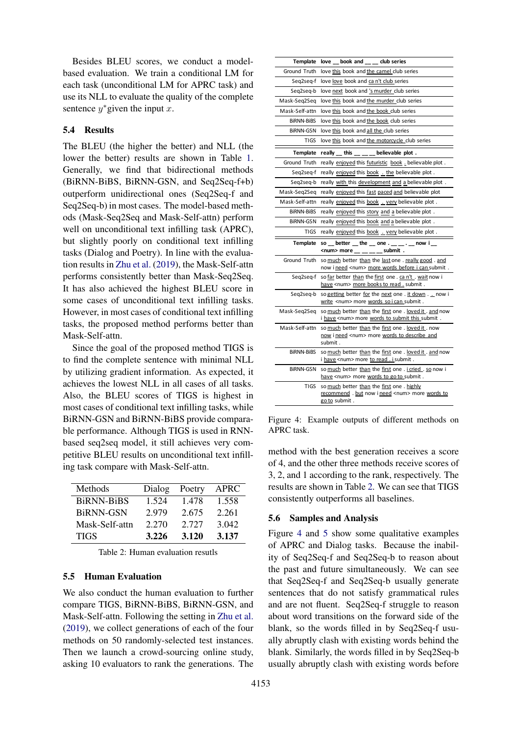Besides BLEU scores, we conduct a model-based evaluation. We train a conditional LM for each task (unconditional LM for APRC task) and use its NLL to evaluate the quality of the complete sentence $y^*$ given the input $x$.

### 5.4 Results

The BLEU (the higher the better) and NLL (the lower the better) results are shown in Table 1. Generally, we find that bidirectional methods (BiRNN-BiBS, BiRNN-GSN, and Seq2Seq-f+b) outperform unidirectional ones (Seq2Seq-f and Seq2Seq-b) in most cases. The model-based methods (Mask-Seq2Seq and Mask-Self-attn) perform well on unconditional text infilling task (APRC), but slightly poorly on conditional text infilling tasks (Dialog and Poetry). In line with the evaluation results in Zhu et al. (2019), the Mask-Self-attn performs consistently better than Mask-Seq2Seq. It has also achieved the highest BLEU score in some cases of unconditional text infilling tasks. However, in most cases of conditional text infilling tasks, the proposed method performs better than Mask-Self-attn.

Since the goal of the proposed method TIGS is to find the complete sentence with minimal NLL by utilizing gradient information. As expected, it achieves the lowest NLL in all cases of all tasks. Also, the BLEU scores of TIGS is highest in most cases of conditional text infilling tasks, while BiRNN-GSN and BiRNN-BiBS provide comparable performance. Although TIGS is used in RNN-based seq2seq model, it still achieves very competitive BLEU results on unconditional text infilling task compare with Mask-Self-attn.

| Methods | Dialog | Poetry | APRC |
|---|---|---|---|
| BiRNN-BiBS | 1.524 | 1.478 | 1.558 |
| BiRNN-GSN | 2.979 | 2.675 | 2.261 |
| Mask-Self-attn | 2.270 | 2.727 | 3.042 |
| TIGS | **3.226** | **3.120** | **3.137** |

Table 2: Human evaluation results

### 5.5 Human Evaluation

We also conduct the human evaluation to further compare TIGS, BiRNN-BiBS, BiRNN-GSN, and Mask-Self-attn. Following the setting in Zhu et al. (2019), we collect generations of each of the four methods on 50 randomly-selected test instances. Then we launch a crowd-sourcing online study, asking 10 evaluators to rank the generations. The method with the best generation receives a score of 4, and the other three methods receive scores of 3, 2, and 1 according to the rank, respectively. The results are shown in Table 2. We can see that TIGS consistently outperforms all baselines.

| | |
|---|---|
| **Template** | **love __ book and __ __ club series** |
| Ground Truth | love this book and the camel club series |
| Seq2seq-f | love love book and ca n't club series |
| Seq2seq-b | love next book and 's murder club series |
| Mask-Seq2Seq | love this book and the murder club series |
| Mask-Self-attn | love this book and the book club series |
| BiRNN-BiBS | love this book and the book club series |
| BiRNN-GSN | love this book and all the club series |
| TIGS | love this book and the motorcycle club series |
| **Template** | **really __ this __ __ __ believable plot .** |
| Ground Truth | really enjoyed this futuristic book . believable plot . |
| Seq2seq-f | really enjoyed this book . the believable plot . |
| Seq2seq-b | really with this development and a believable plot . |
| Mask-Seq2Seq | really enjoyed this fast paced and believable plot |
| Mask-Self-attn | really enjoyed this book . very believable plot . |
| BiRNN-BiBS | really enjoyed this story and a believable plot . |
| BiRNN-GSN | really enjoyed this book and a believable plot . |
| TIGS | really enjoyed this book . very believable plot . |
| **Template** | **so __ better __ the __ one . __ __ . __ now i __ <num> more __ __ __ __ submit .** |
| Ground Truth | so much better than the last one . really good . and now i need <num> more words before i can submit . |
| Seq2seq-f | so far better than the first one . ca n't . wait now i have <num> more books to read . submit . |
| Seq2seq-b | so getting better for the next one . it down . . now i write <num> more words so i can submit . |
| Mask-Seq2Seq | so much better than the first one . loved it . and now i have <num> more words to submit this submit . |
| Mask-Self-attn | so much better than the first one . loved it . now now i need <num> more words to describe and submit . |
| BiRNN-BiBS | so much better than the first one . loved it . and now i have <num> more to read . i submit . |
| BiRNN-GSN | so much better than the first one . i cried . so now i have <num> more words to go to submit . |
| TIGS | so much better than the first one . highly recommend . but now i need <num> more words to go to submit . |

Figure 4: Example outputs of different methods on APRC task.

### 5.6 Samples and Analysis

Figure 4 and 5 show some qualitative examples of APRC and Dialog tasks. Because the inability of Seq2Seq-f and Seq2Seq-b to reason about the past and future simultaneously. We can see that Seq2Seq-f and Seq2Seq-b usually generate sentences that do not satisfy grammatical rules and are not fluent. Seq2Seq-f struggle to reason about word transitions on the forward side of the blank, so the words filled in by Seq2Seq-f usually abruptly clash with existing words behind the blank. Similarly, the words filled in by Seq2Seq-b usually abruptly clash with existing words before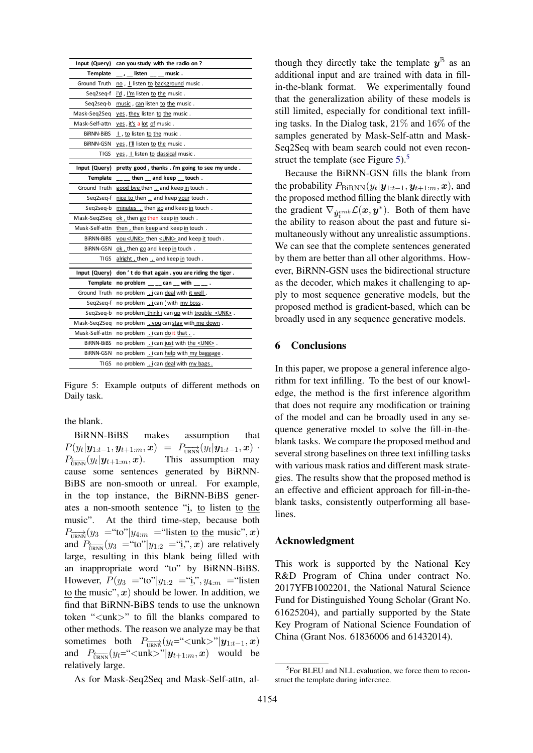| Input (Query) | can you study with the radio on ? |
|---|---|
| Template | __ , __ listen __ __ music . |
| Ground Truth | no , I listen to background music . |
| Seq2seq-f | i'd , I'm listen to the music . |
| Seq2seq-b | music , can listen to the music . |
| Mask-Seq2Seq | yes , they listen to the music . |
| Mask-Self-attn | yes , it's a lot of music . |
| BiRNN-BiBS | I , to listen to the music . |
| BiRNN-GSN | yes , I'll listen to the music . |
| TIGS | yes , I listen to classical music . |
| **Input (Query)** | **pretty good , thanks . i'm going to see my uncle .** |
| **Template** | **__ __ then __ and keep __ touch .** |
| Ground Truth | good bye then , and keep in touch . |
| Seq2seq-f | nice to then . and keep your touch . |
| Seq2seq-b | minutes , then go and keep in touch . |
| Mask-Seq2Seq | ok , then go then keep in touch . |
| Mask-Self-attn | then , then keep and keep in touch . |
| BiRNN-BiBS | you <UNK> then <UNK> and keep it touch . |
| BiRNN-GSN | ok , then go and keep in touch . |
| TIGS | alright , then . and keep in touch . |
| **Input (Query)** | **don ' t do that again . you are riding the tiger .** |
| **Template** | **no problem __ __ can __ with __ __ .** |
| Ground Truth | no problem . i can deal with it well . |
| Seq2seq-f | no problem . i can ' with my boss . |
| Seq2seq-b | no problem think i can up with trouble <UNK> . |
| Mask-Seq2Seq | no problem . you can stay with me down . |
| Mask-Self-attn | no problem . i can do it that . . |
| BiRNN-BiBS | no problem . i can just with the <UNK> . |
| BiRNN-GSN | no problem . i can help with my baggage . |
| TIGS | no problem . i can deal with my bags . |

Figure 5: Example outputs of different methods on Daily task.

the blank.

BiRNN-BiBS makes assumption that $P(y_t|\boldsymbol{y}_{1:t-1}, \boldsymbol{y}_{t+1:m}, \boldsymbol{x}) = P_{\overrightarrow{\text{URNN}}}(y_t|\boldsymbol{y}_{1:t-1}, \boldsymbol{x}) \cdot P_{\overleftarrow{\text{URNN}}}(y_t|\boldsymbol{y}_{t+1:m}, \boldsymbol{x})$. This assumption may cause some sentences generated by BiRNN-BiBS are non-smooth or unreal. For example, in the top instance, the BiRNN-BiBS generates a non-smooth sentence "i, to listen to the music". At the third time-step, because both $P_{\overrightarrow{\text{URNN}}}(y_3 = \text{"to"}|y_{4:m} = \text{"listen to the music"}, \boldsymbol{x})$ and $P_{\overleftarrow{\text{URNN}}}(y_3 = \text{"to"}|y_{1:2} = \text{"i,"}, \boldsymbol{x})$ are relatively large, resulting in this blank being filled with an inappropriate word "to" by BiRNN-BiBS. However, $P(y_3 = \text{"to"}|y_{1:2} = \text{"i,"}, y_{4:m} = \text{"listen to the music"}, \boldsymbol{x})$ should be lower. In addition, we find that BiRNN-BiBS tends to use the unknown token "<unk>" to fill the blanks compared to other methods. The reason we analyze may be that sometimes both $P_{\overrightarrow{\text{URNN}}}(y_t = \text{"<unk>"}|\boldsymbol{y}_{1:t-1}, \boldsymbol{x})$ and $P_{\overleftarrow{\text{URNN}}}(y_t = \text{"<unk>"}|\boldsymbol{y}_{t+1:m}, \boldsymbol{x})$ would be relatively large.

As for Mask-Seq2Seq and Mask-Self-attn, although they directly take the template $\boldsymbol{y}^{\mathbb{B}}$ as an additional input and are trained with data in fill-in-the-blank format. We experimentally found that the generalization ability of these models is still limited, especially for conditional text infilling tasks. In the Dialog task, 21% and 16% of the samples generated by Mask-Self-attn and Mask-Seq2Seq with beam search could not even reconstruct the template (see Figure 5).[5]

Because the BiRNN-GSN fills the blank from the probability $P_{\text{BiRNN}}(y_t|\boldsymbol{y}_{1:t-1}, \boldsymbol{y}_{t+1:m}, \boldsymbol{x})$, and the proposed method filling the blank directly with the gradient $\nabla_{\hat{\boldsymbol{y}}_t^{emb}} \mathcal{L}(\boldsymbol{x}, \boldsymbol{y}^*)$. Both of them have the ability to reason about the past and future simultaneously without any unrealistic assumptions. We can see that the complete sentences generated by them are better than all other algorithms. However, BiRNN-GSN uses the bidirectional structure as the decoder, which makes it challenging to apply to most sequence generative models, but the proposed method is gradient-based, which can be broadly used in any sequence generative models.

## 6 Conclusions

In this paper, we propose a general inference algorithm for text infilling. To the best of our knowledge, the method is the first inference algorithm that does not require any modification or training of the model and can be broadly used in any sequence generative model to solve the fill-in-the-blank tasks. We compare the proposed method and several strong baselines on three text infilling tasks with various mask ratios and different mask strategies. The results show that the proposed method is an effective and efficient approach for fill-in-the-blank tasks, consistently outperforming all baselines.

## Acknowledgment

This work is supported by the National Key R&D Program of China under contract No. 2017YFB1002201, the National Natural Science Fund for Distinguished Young Scholar (Grant No. 61625204), and partially supported by the State Key Program of National Science Foundation of China (Grant Nos. 61836006 and 61432014).

[5] For BLEU and NLL evaluation, we force them to reconstruct the template during inference.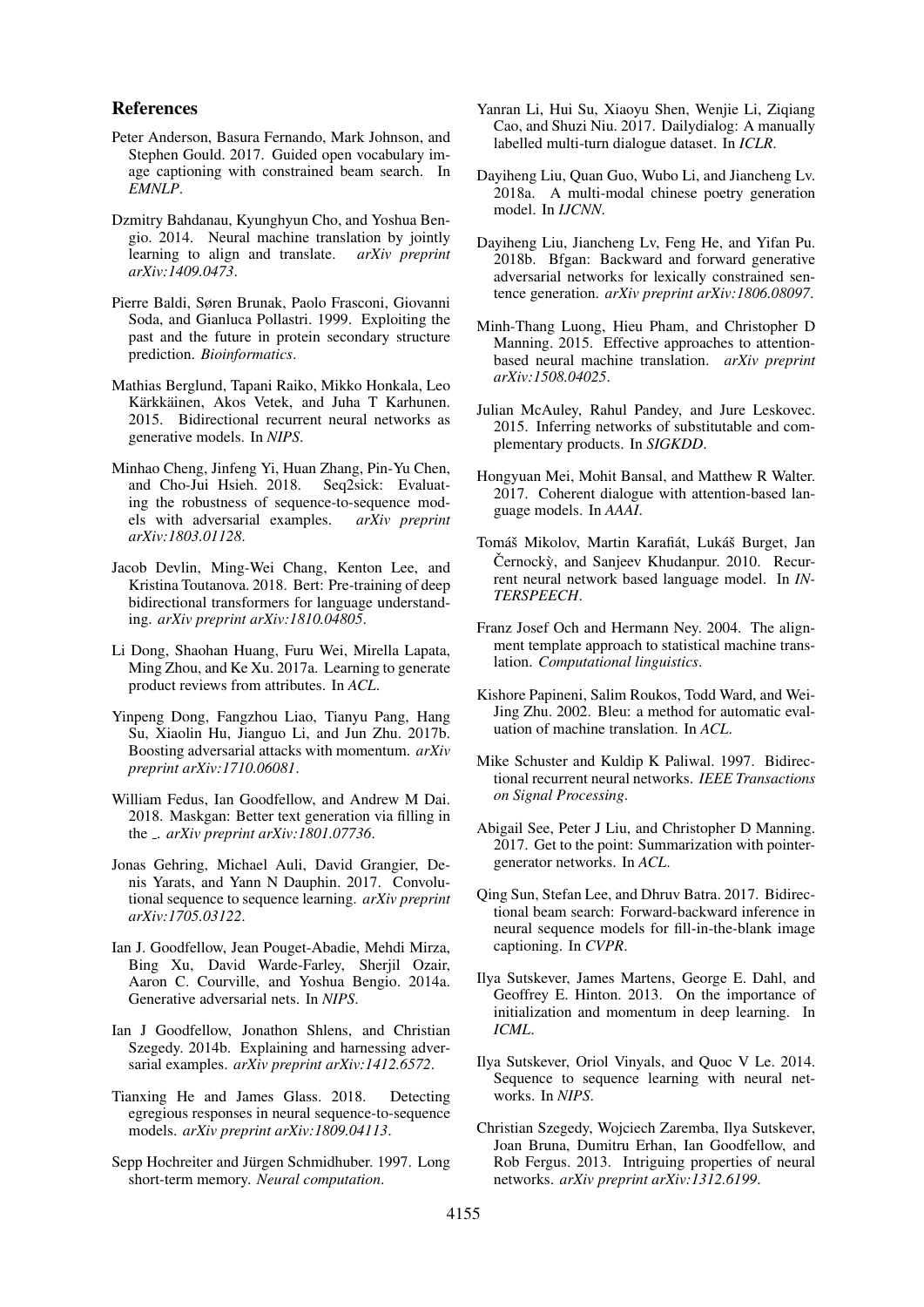## References

Peter Anderson, Basura Fernando, Mark Johnson, and Stephen Gould. 2017. Guided open vocabulary image captioning with constrained beam search. In *EMNLP*.

Dzmitry Bahdanau, Kyunghyun Cho, and Yoshua Bengio. 2014. Neural machine translation by jointly learning to align and translate. *arXiv preprint arXiv:1409.0473*.

Pierre Baldi, Søren Brunak, Paolo Frasconi, Giovanni Soda, and Gianluca Pollastri. 1999. Exploiting the past and the future in protein secondary structure prediction. *Bioinformatics*.

Mathias Berglund, Tapani Raiko, Mikko Honkala, Leo Kärkkäinen, Akos Vetek, and Juha T Karhunen. 2015. Bidirectional recurrent neural networks as generative models. In *NIPS*.

Minhao Cheng, Jinfeng Yi, Huan Zhang, Pin-Yu Chen, and Cho-Jui Hsieh. 2018. Seq2sick: Evaluating the robustness of sequence-to-sequence models with adversarial examples. *arXiv preprint arXiv:1803.01128*.

Jacob Devlin, Ming-Wei Chang, Kenton Lee, and Kristina Toutanova. 2018. Bert: Pre-training of deep bidirectional transformers for language understanding. *arXiv preprint arXiv:1810.04805*.

Li Dong, Shaohan Huang, Furu Wei, Mirella Lapata, Ming Zhou, and Ke Xu. 2017a. Learning to generate product reviews from attributes. In *ACL*.

Yinpeng Dong, Fangzhou Liao, Tianyu Pang, Hang Su, Xiaolin Hu, Jianguo Li, and Jun Zhu. 2017b. Boosting adversarial attacks with momentum. *arXiv preprint arXiv:1710.06081*.

William Fedus, Ian Goodfellow, and Andrew M Dai. 2018. Maskgan: Better text generation via filling in the _. *arXiv preprint arXiv:1801.07736*.

Jonas Gehring, Michael Auli, David Grangier, Denis Yarats, and Yann N Dauphin. 2017. Convolutional sequence to sequence learning. *arXiv preprint arXiv:1705.03122*.

Ian J. Goodfellow, Jean Pouget-Abadie, Mehdi Mirza, Bing Xu, David Warde-Farley, Sherjil Ozair, Aaron C. Courville, and Yoshua Bengio. 2014a. Generative adversarial nets. In *NIPS*.

Ian J Goodfellow, Jonathon Shlens, and Christian Szegedy. 2014b. Explaining and harnessing adversarial examples. *arXiv preprint arXiv:1412.6572*.

Tianxing He and James Glass. 2018. Detecting egregious responses in neural sequence-to-sequence models. *arXiv preprint arXiv:1809.04113*.

Sepp Hochreiter and Jürgen Schmidhuber. 1997. Long short-term memory. *Neural computation*.

Yanran Li, Hui Su, Xiaoyu Shen, Wenjie Li, Ziqiang Cao, and Shuzi Niu. 2017. Dailydialog: A manually labelled multi-turn dialogue dataset. In *ICLR*.

Dayiheng Liu, Quan Guo, Wubo Li, and Jiancheng Lv. 2018a. A multi-modal chinese poetry generation model. In *IJCNN*.

Dayiheng Liu, Jiancheng Lv, Feng He, and Yifan Pu. 2018b. Bfgan: Backward and forward generative adversarial networks for lexically constrained sentence generation. *arXiv preprint arXiv:1806.08097*.

Minh-Thang Luong, Hieu Pham, and Christopher D Manning. 2015. Effective approaches to attention-based neural machine translation. *arXiv preprint arXiv:1508.04025*.

Julian McAuley, Rahul Pandey, and Jure Leskovec. 2015. Inferring networks of substitutable and complementary products. In *SIGKDD*.

Hongyuan Mei, Mohit Bansal, and Matthew R Walter. 2017. Coherent dialogue with attention-based language models. In *AAAI*.

Tomáš Mikolov, Martin Karafiát, Lukáš Burget, Jan Černockỳ, and Sanjeev Khudanpur. 2010. Recurrent neural network based language model. In *INTERSPEECH*.

Franz Josef Och and Hermann Ney. 2004. The alignment template approach to statistical machine translation. *Computational linguistics*.

Kishore Papineni, Salim Roukos, Todd Ward, and Wei-Jing Zhu. 2002. Bleu: a method for automatic evaluation of machine translation. In *ACL*.

Mike Schuster and Kuldip K Paliwal. 1997. Bidirectional recurrent neural networks. *IEEE Transactions on Signal Processing*.

Abigail See, Peter J Liu, and Christopher D Manning. 2017. Get to the point: Summarization with pointer-generator networks. In *ACL*.

Qing Sun, Stefan Lee, and Dhruv Batra. 2017. Bidirectional beam search: Forward-backward inference in neural sequence models for fill-in-the-blank image captioning. In *CVPR*.

Ilya Sutskever, James Martens, George E. Dahl, and Geoffrey E. Hinton. 2013. On the importance of initialization and momentum in deep learning. In *ICML*.

Ilya Sutskever, Oriol Vinyals, and Quoc V Le. 2014. Sequence to sequence learning with neural networks. In *NIPS*.

Christian Szegedy, Wojciech Zaremba, Ilya Sutskever, Joan Bruna, Dumitru Erhan, Ian Goodfellow, and Rob Fergus. 2013. Intriguing properties of neural networks. *arXiv preprint arXiv:1312.6199*.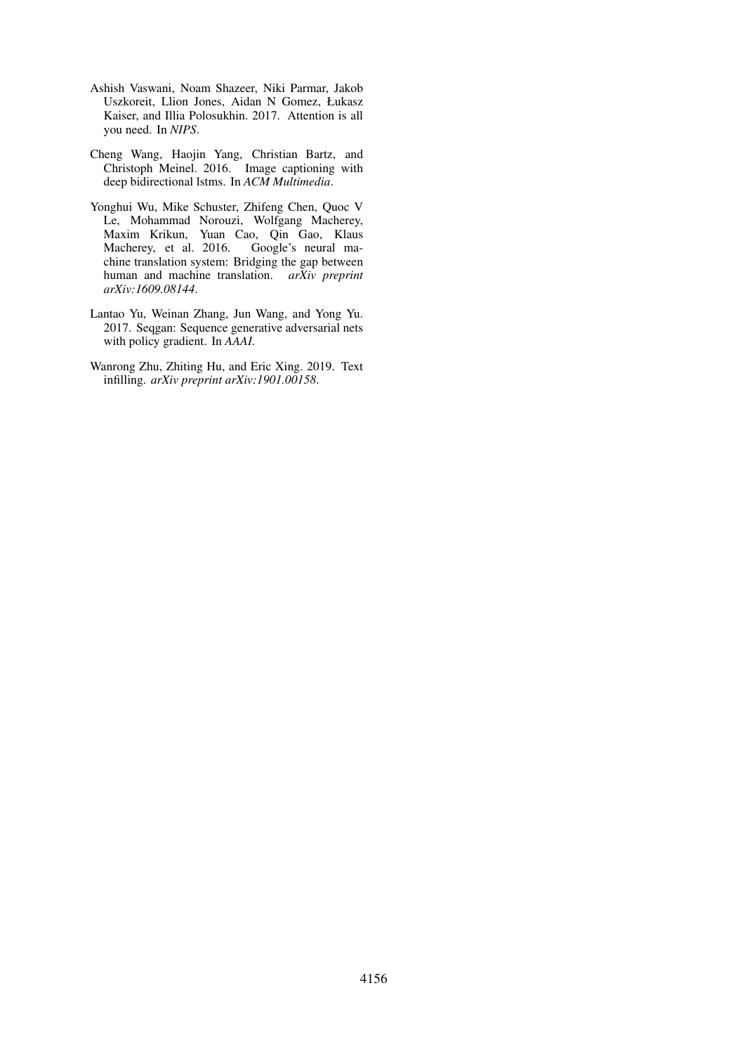Ashish Vaswani, Noam Shazeer, Niki Parmar, Jakob Uszkoreit, Llion Jones, Aidan N Gomez, Łukasz Kaiser, and Illia Polosukhin. 2017. Attention is all you need. In *NIPS*.

Cheng Wang, Haojin Yang, Christian Bartz, and Christoph Meinel. 2016. Image captioning with deep bidirectional lstms. In *ACM Multimedia*.

Yonghui Wu, Mike Schuster, Zhifeng Chen, Quoc V Le, Mohammad Norouzi, Wolfgang Macherey, Maxim Krikun, Yuan Cao, Qin Gao, Klaus Macherey, et al. 2016. Google's neural machine translation system: Bridging the gap between human and machine translation. *arXiv preprint arXiv:1609.08144*.

Lantao Yu, Weinan Zhang, Jun Wang, and Yong Yu. 2017. Seqgan: Sequence generative adversarial nets with policy gradient. In *AAAI*.

Wanrong Zhu, Zhiting Hu, and Eric Xing. 2019. Text infilling. *arXiv preprint arXiv:1901.00158*.